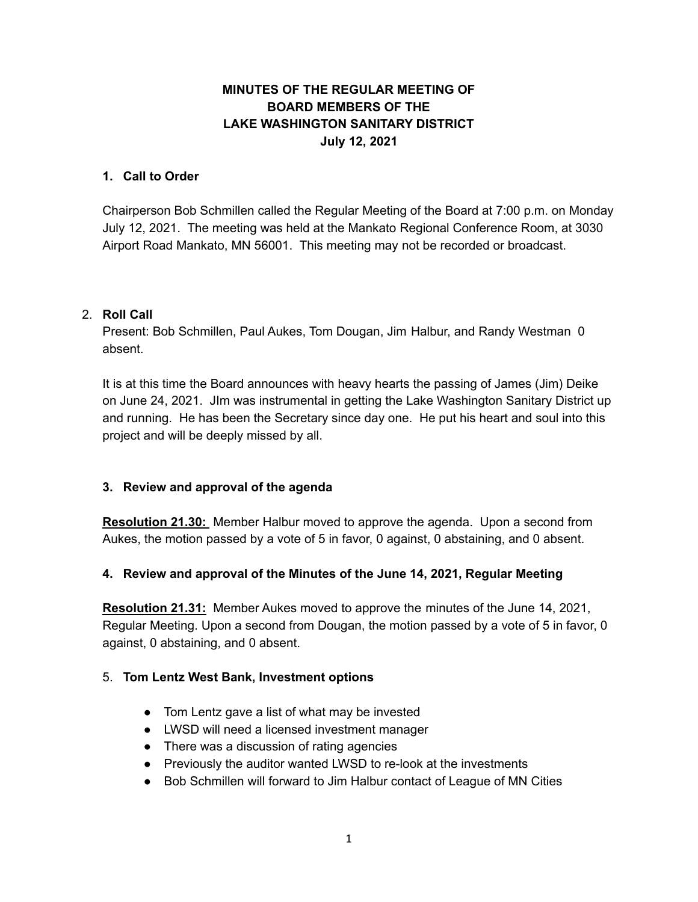# MINUTES OF THE REGULAR MEETING OF BOARD MEMBERS OF THE LAKE WASHINGTON SANITARY DISTRICT
**July 12, 2021**

### 1. Call to Order

Chairperson Bob Schmillen called the Regular Meeting of the Board at 7:00 p.m. on Monday July 12, 2021. The meeting was held at the Mankato Regional Conference Room, at 3030 Airport Road Mankato, MN 56001. This meeting may not be recorded or broadcast.

### 2. Roll Call

Present: Bob Schmillen, Paul Aukes, Tom Dougan, Jim Halbur, and Randy Westman 0 absent.

It is at this time the Board announces with heavy hearts the passing of James (Jim) Deike on June 24, 2021. JIm was instrumental in getting the Lake Washington Sanitary District up and running. He has been the Secretary since day one. He put his heart and soul into this project and will be deeply missed by all.

### 3. Review and approval of the agenda

**Resolution 21.30:** Member Halbur moved to approve the agenda. Upon a second from Aukes, the motion passed by a vote of 5 in favor, 0 against, 0 abstaining, and 0 absent.

### 4. Review and approval of the Minutes of the June 14, 2021, Regular Meeting

**Resolution 21.31:** Member Aukes moved to approve the minutes of the June 14, 2021, Regular Meeting. Upon a second from Dougan, the motion passed by a vote of 5 in favor, 0 against, 0 abstaining, and 0 absent.

### 5. Tom Lentz West Bank, Investment options

- Tom Lentz gave a list of what may be invested
- LWSD will need a licensed investment manager
- There was a discussion of rating agencies
- Previously the auditor wanted LWSD to re-look at the investments
- Bob Schmillen will forward to Jim Halbur contact of League of MN Cities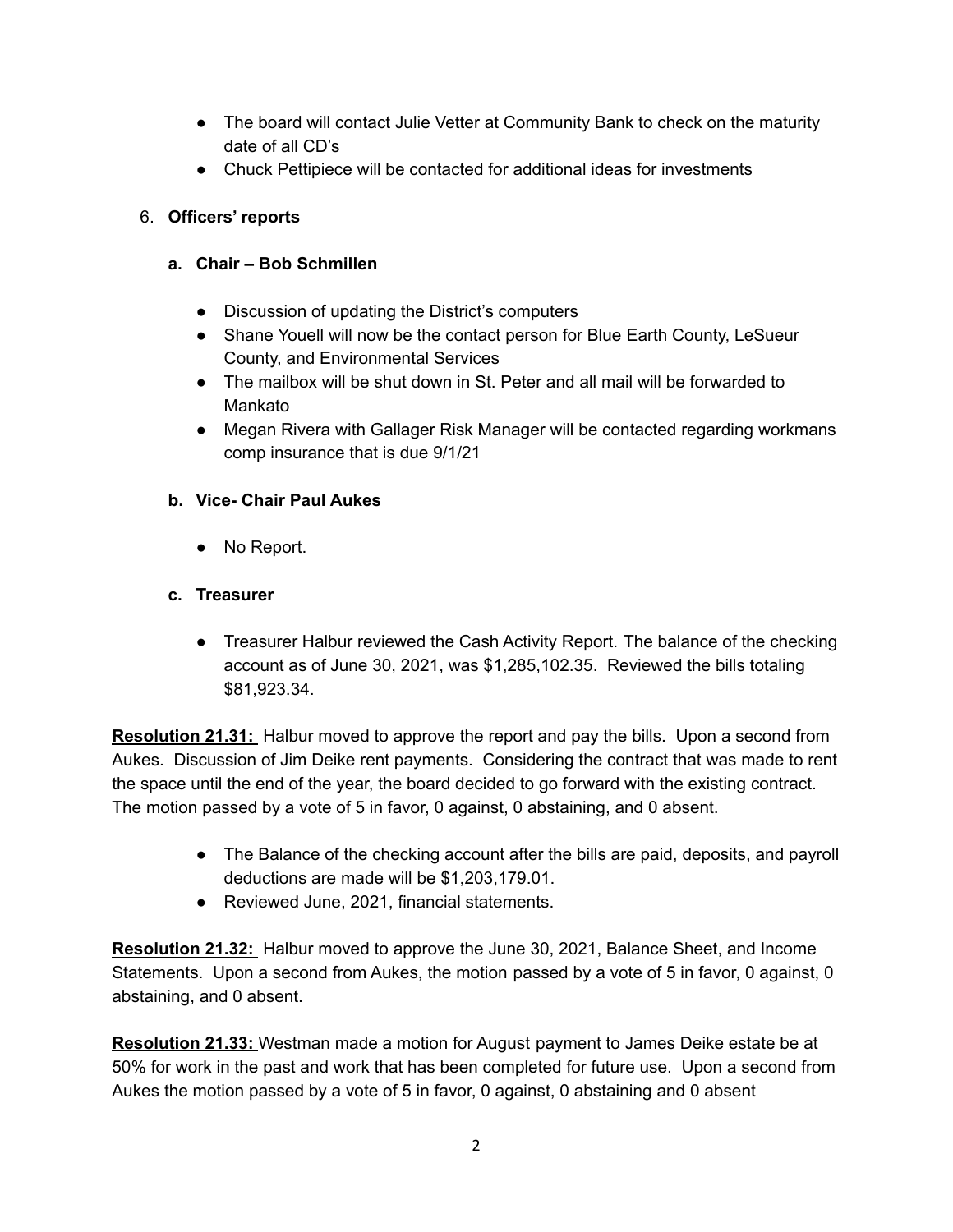- The board will contact Julie Vetter at Community Bank to check on the maturity date of all CD's
- Chuck Pettipiece will be contacted for additional ideas for investments

6. **Officers' reports**

   **a. Chair – Bob Schmillen**

   - Discussion of updating the District's computers
   - Shane Youell will now be the contact person for Blue Earth County, LeSueur County, and Environmental Services
   - The mailbox will be shut down in St. Peter and all mail will be forwarded to Mankato
   - Megan Rivera with Gallager Risk Manager will be contacted regarding workmans comp insurance that is due 9/1/21

   **b. Vice- Chair Paul Aukes**

   - No Report.

   **c. Treasurer**

   - Treasurer Halbur reviewed the Cash Activity Report. The balance of the checking account as of June 30, 2021, was $1,285,102.35. Reviewed the bills totaling $81,923.34.

**Resolution 21.31:** Halbur moved to approve the report and pay the bills. Upon a second from Aukes. Discussion of Jim Deike rent payments. Considering the contract that was made to rent the space until the end of the year, the board decided to go forward with the existing contract. The motion passed by a vote of 5 in favor, 0 against, 0 abstaining, and 0 absent.

- The Balance of the checking account after the bills are paid, deposits, and payroll deductions are made will be $1,203,179.01.
- Reviewed June, 2021, financial statements.

**Resolution 21.32:** Halbur moved to approve the June 30, 2021, Balance Sheet, and Income Statements. Upon a second from Aukes, the motion passed by a vote of 5 in favor, 0 against, 0 abstaining, and 0 absent.

**Resolution 21.33:** Westman made a motion for August payment to James Deike estate be at 50% for work in the past and work that has been completed for future use. Upon a second from Aukes the motion passed by a vote of 5 in favor, 0 against, 0 abstaining and 0 absent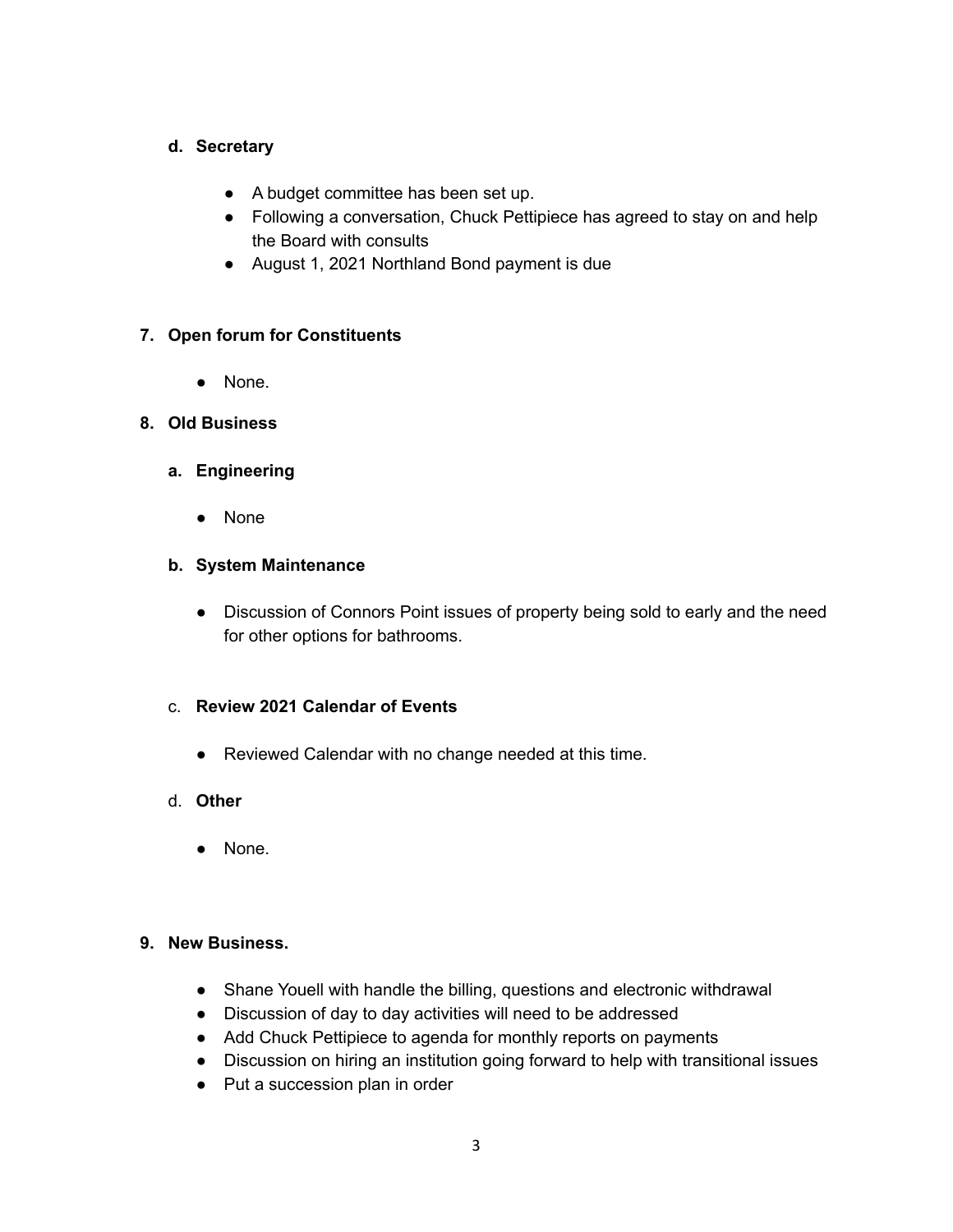**d. Secretary**

- A budget committee has been set up.
- Following a conversation, Chuck Pettipiece has agreed to stay on and help the Board with consults
- August 1, 2021 Northland Bond payment is due

**7. Open forum for Constituents**

- None.

**8. Old Business**

**a. Engineering**

- None

**b. System Maintenance**

- Discussion of Connors Point issues of property being sold to early and the need for other options for bathrooms.

c. **Review 2021 Calendar of Events**

- Reviewed Calendar with no change needed at this time.

d. **Other**

- None.

**9. New Business.**

- Shane Youell with handle the billing, questions and electronic withdrawal
- Discussion of day to day activities will need to be addressed
- Add Chuck Pettipiece to agenda for monthly reports on payments
- Discussion on hiring an institution going forward to help with transitional issues
- Put a succession plan in order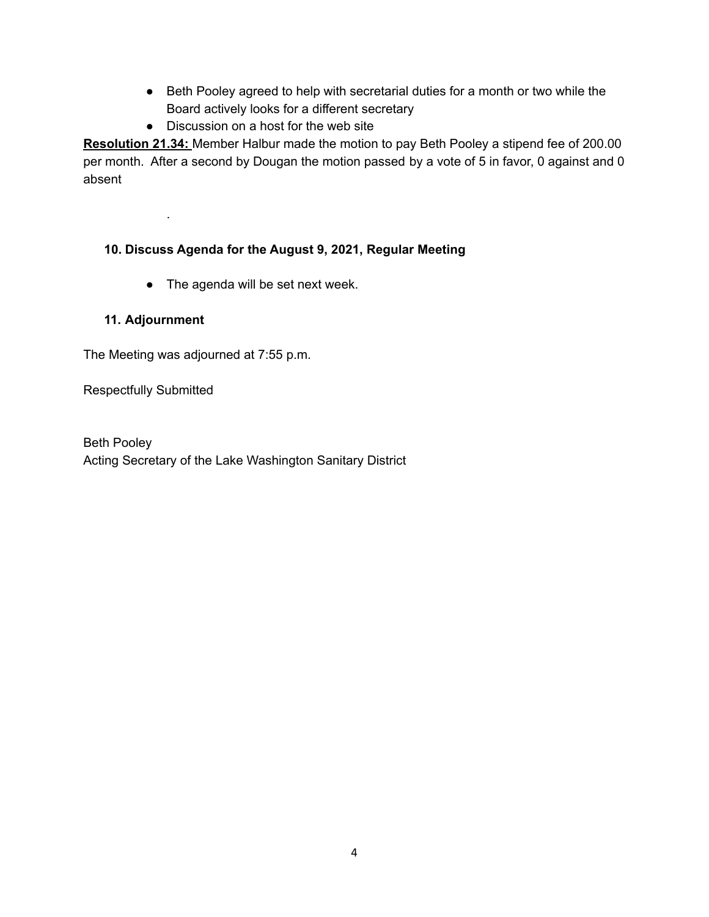- Beth Pooley agreed to help with secretarial duties for a month or two while the Board actively looks for a different secretary
- Discussion on a host for the web site

**Resolution 21.34:** Member Halbur made the motion to pay Beth Pooley a stipend fee of 200.00 per month. After a second by Dougan the motion passed by a vote of 5 in favor, 0 against and 0 absent

.

**10. Discuss Agenda for the August 9, 2021, Regular Meeting**

- The agenda will be set next week.

**11. Adjournment**

The Meeting was adjourned at 7:55 p.m.

Respectfully Submitted

Beth Pooley
Acting Secretary of the Lake Washington Sanitary District